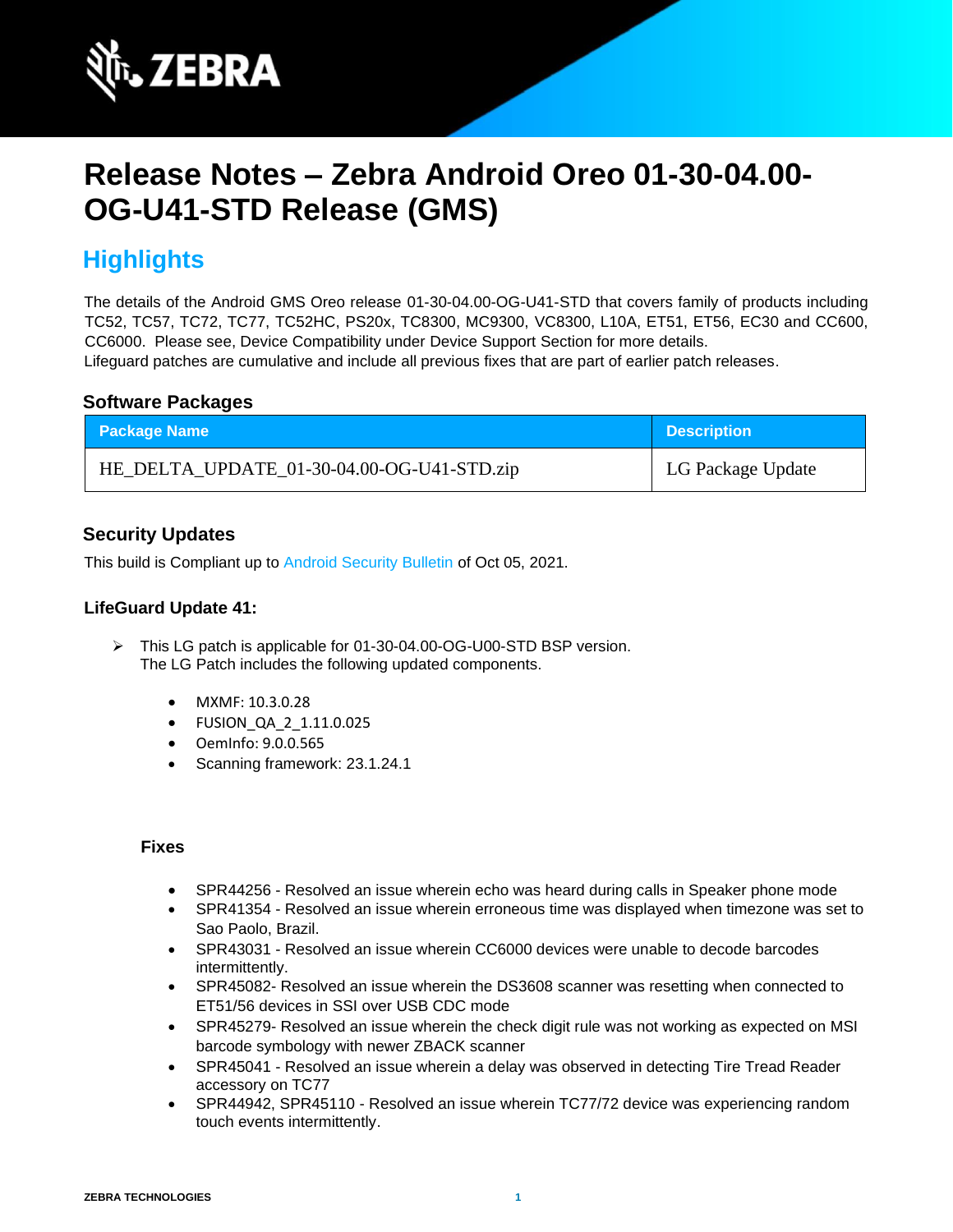# Release Notes – Zebra Android Oreo 01-30-04.00-OG-U41-STD Release (GMS)

## Highlights

The details of the Android GMS Oreo release 01-30-04.00-OG-U41-STD that covers family of products including TC52, TC57, TC72, TC77, TC52HC, PS20x, TC8300, MC9300, VC8300, L10A, ET51, ET56, EC30 and CC600, CC6000. Please see, Device Compatibility under Device Support Section for more details.
Lifeguard patches are cumulative and include all previous fixes that are part of earlier patch releases.

### Software Packages

| Package Name | Description |
| --- | --- |
| HE_DELTA_UPDATE_01-30-04.00-OG-U41-STD.zip | LG Package Update |

### Security Updates

This build is Compliant up to Android Security Bulletin of Oct 05, 2021.

### LifeGuard Update 41:

- This LG patch is applicable for 01-30-04.00-OG-U00-STD BSP version.
  The LG Patch includes the following updated components.

  - MXMF: 10.3.0.28
  - FUSION_QA_2_1.11.0.025
  - OemInfo: 9.0.0.565
  - Scanning framework: 23.1.24.1

#### Fixes

- SPR44256 - Resolved an issue wherein echo was heard during calls in Speaker phone mode
- SPR41354 - Resolved an issue wherein erroneous time was displayed when timezone was set to Sao Paolo, Brazil.
- SPR43031 - Resolved an issue wherein CC6000 devices were unable to decode barcodes intermittently.
- SPR45082- Resolved an issue wherein the DS3608 scanner was resetting when connected to ET51/56 devices in SSI over USB CDC mode
- SPR45279- Resolved an issue wherein the check digit rule was not working as expected on MSI barcode symbology with newer ZBACK scanner
- SPR45041 - Resolved an issue wherein a delay was observed in detecting Tire Tread Reader accessory on TC77
- SPR44942, SPR45110 - Resolved an issue wherein TC77/72 device was experiencing random touch events intermittently.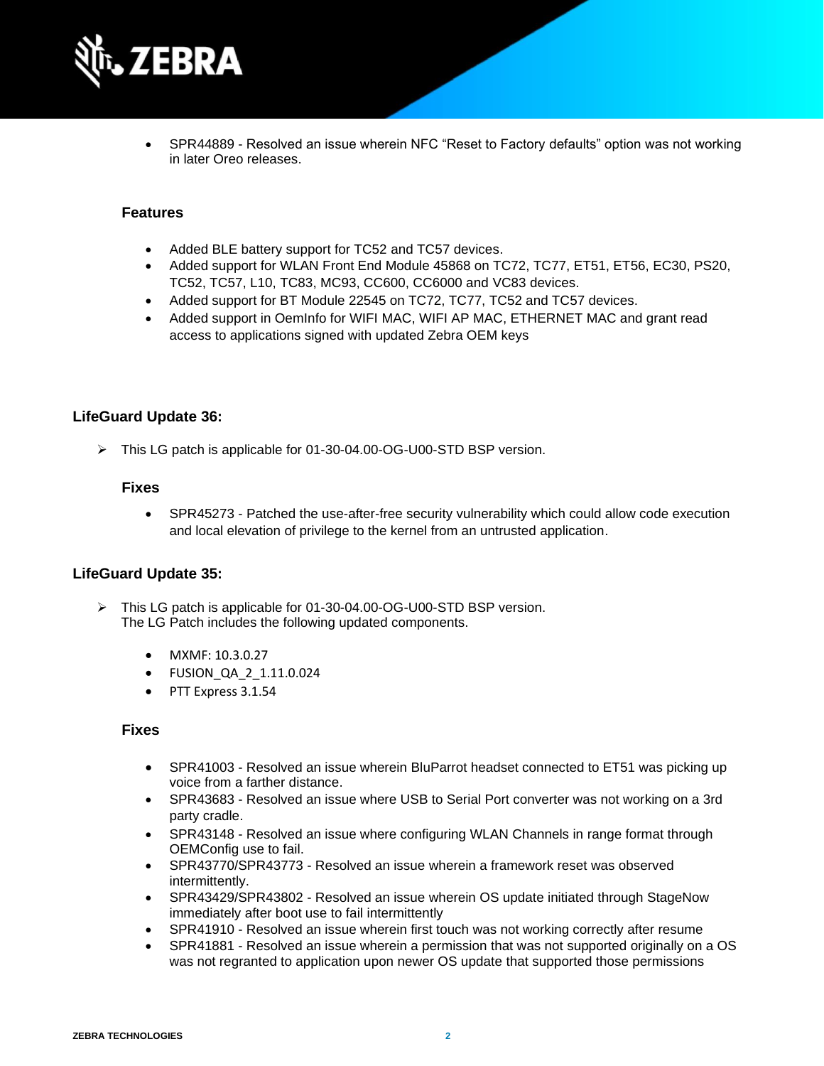- SPR44889 - Resolved an issue wherein NFC “Reset to Factory defaults” option was not working in later Oreo releases.

### Features

- Added BLE battery support for TC52 and TC57 devices.
- Added support for WLAN Front End Module 45868 on TC72, TC77, ET51, ET56, EC30, PS20, TC52, TC57, L10, TC83, MC93, CC600, CC6000 and VC83 devices.
- Added support for BT Module 22545 on TC72, TC77, TC52 and TC57 devices.
- Added support in OemInfo for WIFI MAC, WIFI AP MAC, ETHERNET MAC and grant read access to applications signed with updated Zebra OEM keys

## LifeGuard Update 36:

- This LG patch is applicable for 01-30-04.00-OG-U00-STD BSP version.

### Fixes

- SPR45273 - Patched the use-after-free security vulnerability which could allow code execution and local elevation of privilege to the kernel from an untrusted application.

## LifeGuard Update 35:

- This LG patch is applicable for 01-30-04.00-OG-U00-STD BSP version.
  The LG Patch includes the following updated components.

  - MXMF: 10.3.0.27
  - FUSION_QA_2_1.11.0.024
  - PTT Express 3.1.54

### Fixes

- SPR41003 - Resolved an issue wherein BluParrot headset connected to ET51 was picking up voice from a farther distance.
- SPR43683 - Resolved an issue where USB to Serial Port converter was not working on a 3rd party cradle.
- SPR43148 - Resolved an issue where configuring WLAN Channels in range format through OEMConfig use to fail.
- SPR43770/SPR43773 - Resolved an issue wherein a framework reset was observed intermittently.
- SPR43429/SPR43802 - Resolved an issue wherein OS update initiated through StageNow immediately after boot use to fail intermittently
- SPR41910 - Resolved an issue wherein first touch was not working correctly after resume
- SPR41881 - Resolved an issue wherein a permission that was not supported originally on a OS was not regranted to application upon newer OS update that supported those permissions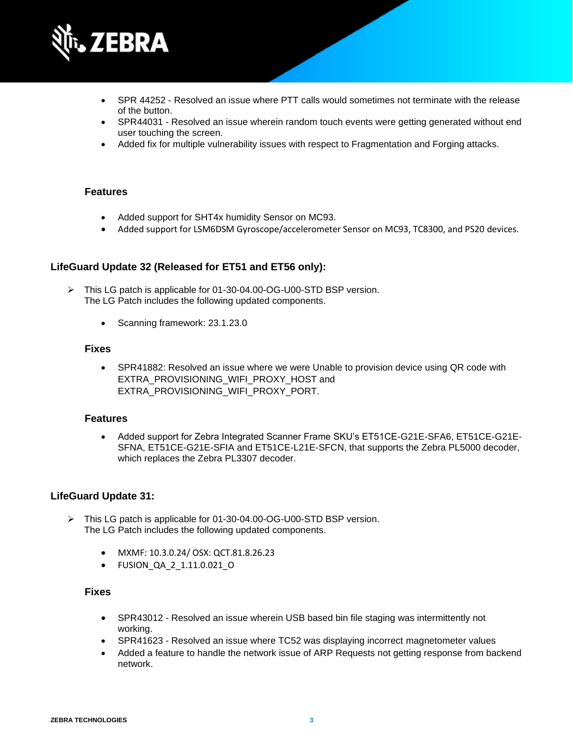- SPR 44252 - Resolved an issue where PTT calls would sometimes not terminate with the release of the button.
- SPR44031 - Resolved an issue wherein random touch events were getting generated without end user touching the screen.
- Added fix for multiple vulnerability issues with respect to Fragmentation and Forging attacks.

#### Features

- Added support for SHT4x humidity Sensor on MC93.
- Added support for LSM6DSM Gyroscope/accelerometer Sensor on MC93, TC8300, and PS20 devices.

### LifeGuard Update 32 (Released for ET51 and ET56 only):

- This LG patch is applicable for 01-30-04.00-OG-U00-STD BSP version.
  The LG Patch includes the following updated components.

  - Scanning framework: 23.1.23.0

#### Fixes

- SPR41882: Resolved an issue where we were Unable to provision device using QR code with EXTRA_PROVISIONING_WIFI_PROXY_HOST and EXTRA_PROVISIONING_WIFI_PROXY_PORT.

#### Features

- Added support for Zebra Integrated Scanner Frame SKU’s ET51CE-G21E-SFA6, ET51CE-G21E-SFNA, ET51CE-G21E-SFIA and ET51CE-L21E-SFCN, that supports the Zebra PL5000 decoder, which replaces the Zebra PL3307 decoder.

### LifeGuard Update 31:

- This LG patch is applicable for 01-30-04.00-OG-U00-STD BSP version.
  The LG Patch includes the following updated components.

  - MXMF: 10.3.0.24/ OSX: QCT.81.8.26.23
  - FUSION_QA_2_1.11.0.021_O

#### Fixes

- SPR43012 - Resolved an issue wherein USB based bin file staging was intermittently not working.
- SPR41623 - Resolved an issue where TC52 was displaying incorrect magnetometer values
- Added a feature to handle the network issue of ARP Requests not getting response from backend network.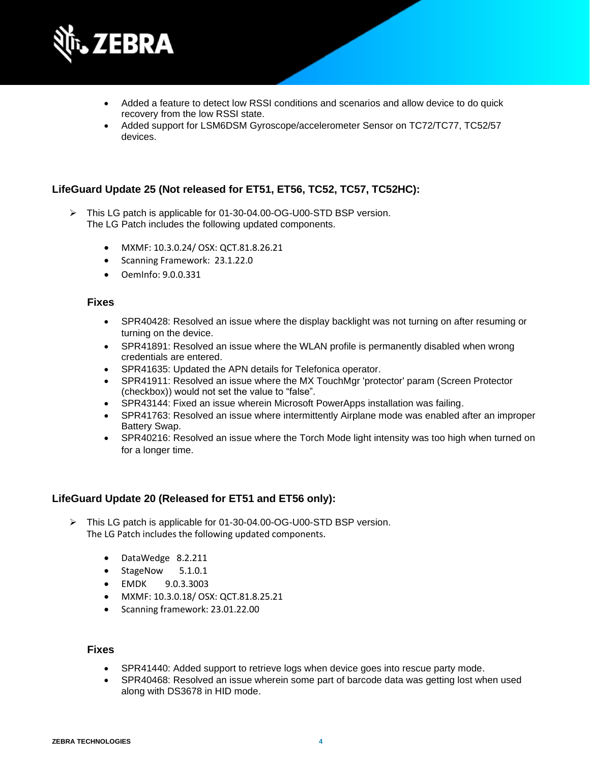- Added a feature to detect low RSSI conditions and scenarios and allow device to do quick recovery from the low RSSI state.
- Added support for LSM6DSM Gyroscope/accelerometer Sensor on TC72/TC77, TC52/57 devices.

### LifeGuard Update 25 (Not released for ET51, ET56, TC52, TC57, TC52HC):

- This LG patch is applicable for 01-30-04.00-OG-U00-STD BSP version.
  The LG Patch includes the following updated components.

  - MXMF: 10.3.0.24/ OSX: QCT.81.8.26.21
  - Scanning Framework: 23.1.22.0
  - OemInfo: 9.0.0.331

#### Fixes

- SPR40428: Resolved an issue where the display backlight was not turning on after resuming or turning on the device.
- SPR41891: Resolved an issue where the WLAN profile is permanently disabled when wrong credentials are entered.
- SPR41635: Updated the APN details for Telefonica operator.
- SPR41911: Resolved an issue where the MX TouchMgr 'protector' param (Screen Protector (checkbox)) would not set the value to "false".
- SPR43144: Fixed an issue wherein Microsoft PowerApps installation was failing.
- SPR41763: Resolved an issue where intermittently Airplane mode was enabled after an improper Battery Swap.
- SPR40216: Resolved an issue where the Torch Mode light intensity was too high when turned on for a longer time.

### LifeGuard Update 20 (Released for ET51 and ET56 only):

- This LG patch is applicable for 01-30-04.00-OG-U00-STD BSP version.
  The LG Patch includes the following updated components.

  - DataWedge 8.2.211
  - StageNow 5.1.0.1
  - EMDK 9.0.3.3003
  - MXMF: 10.3.0.18/ OSX: QCT.81.8.25.21
  - Scanning framework: 23.01.22.00

#### Fixes

- SPR41440: Added support to retrieve logs when device goes into rescue party mode.
- SPR40468: Resolved an issue wherein some part of barcode data was getting lost when used along with DS3678 in HID mode.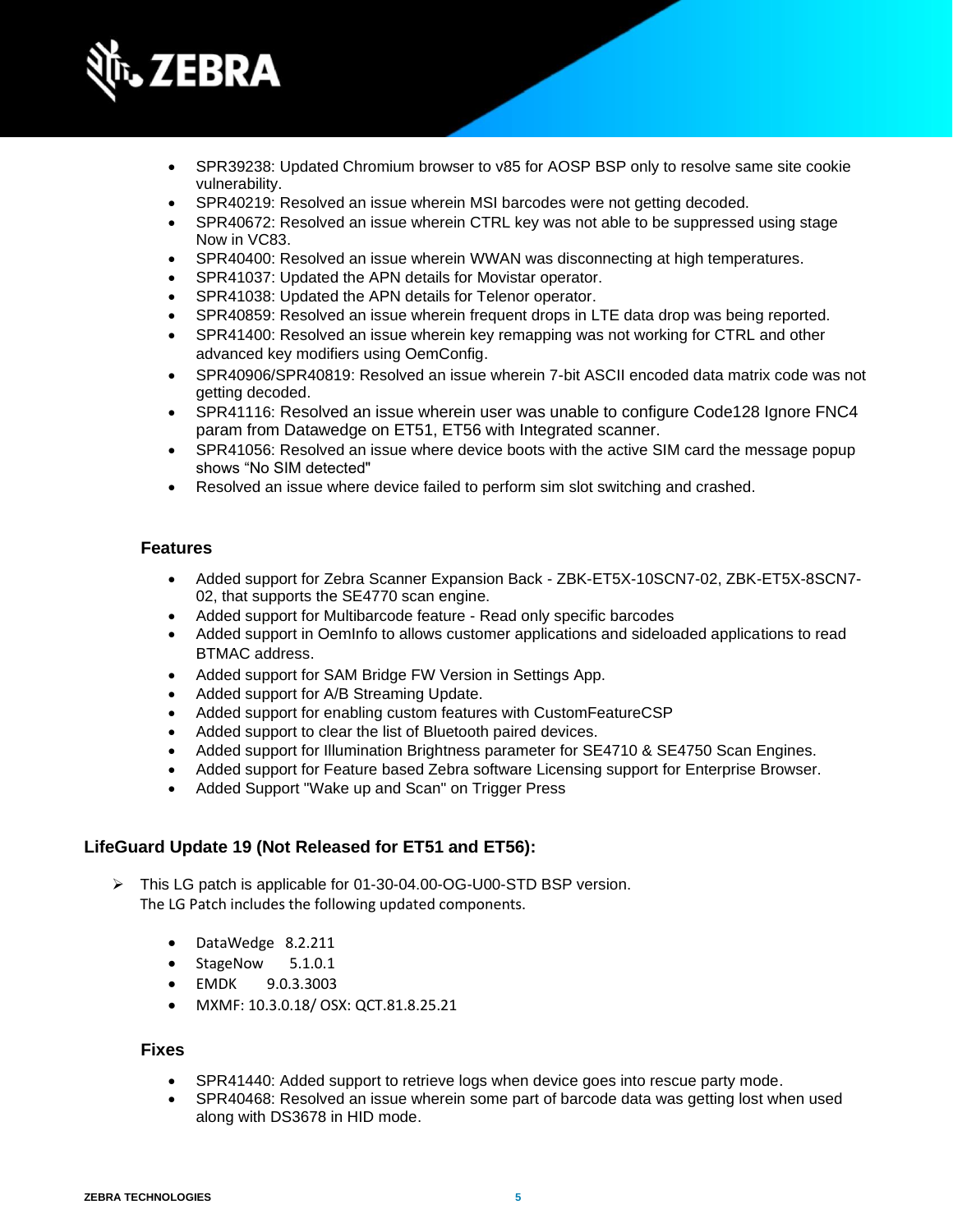- SPR39238: Updated Chromium browser to v85 for AOSP BSP only to resolve same site cookie vulnerability.
- SPR40219: Resolved an issue wherein MSI barcodes were not getting decoded.
- SPR40672: Resolved an issue wherein CTRL key was not able to be suppressed using stage Now in VC83.
- SPR40400: Resolved an issue wherein WWAN was disconnecting at high temperatures.
- SPR41037: Updated the APN details for Movistar operator.
- SPR41038: Updated the APN details for Telenor operator.
- SPR40859: Resolved an issue wherein frequent drops in LTE data drop was being reported.
- SPR41400: Resolved an issue wherein key remapping was not working for CTRL and other advanced key modifiers using OemConfig.
- SPR40906/SPR40819: Resolved an issue wherein 7-bit ASCII encoded data matrix code was not getting decoded.
- SPR41116: Resolved an issue wherein user was unable to configure Code128 Ignore FNC4 param from Datawedge on ET51, ET56 with Integrated scanner.
- SPR41056: Resolved an issue where device boots with the active SIM card the message popup shows "No SIM detected"
- Resolved an issue where device failed to perform sim slot switching and crashed.

### Features

- Added support for Zebra Scanner Expansion Back - ZBK-ET5X-10SCN7-02, ZBK-ET5X-8SCN7-02, that supports the SE4770 scan engine.
- Added support for Multibarcode feature - Read only specific barcodes
- Added support in OemInfo to allows customer applications and sideloaded applications to read BTMAC address.
- Added support for SAM Bridge FW Version in Settings App.
- Added support for A/B Streaming Update.
- Added support for enabling custom features with CustomFeatureCSP
- Added support to clear the list of Bluetooth paired devices.
- Added support for Illumination Brightness parameter for SE4710 & SE4750 Scan Engines.
- Added support for Feature based Zebra software Licensing support for Enterprise Browser.
- Added Support "Wake up and Scan" on Trigger Press

## LifeGuard Update 19 (Not Released for ET51 and ET56):

- This LG patch is applicable for 01-30-04.00-OG-U00-STD BSP version.
  The LG Patch includes the following updated components.

  - DataWedge 8.2.211
  - StageNow 5.1.0.1
  - EMDK 9.0.3.3003
  - MXMF: 10.3.0.18/ OSX: QCT.81.8.25.21

### Fixes

- SPR41440: Added support to retrieve logs when device goes into rescue party mode.
- SPR40468: Resolved an issue wherein some part of barcode data was getting lost when used along with DS3678 in HID mode.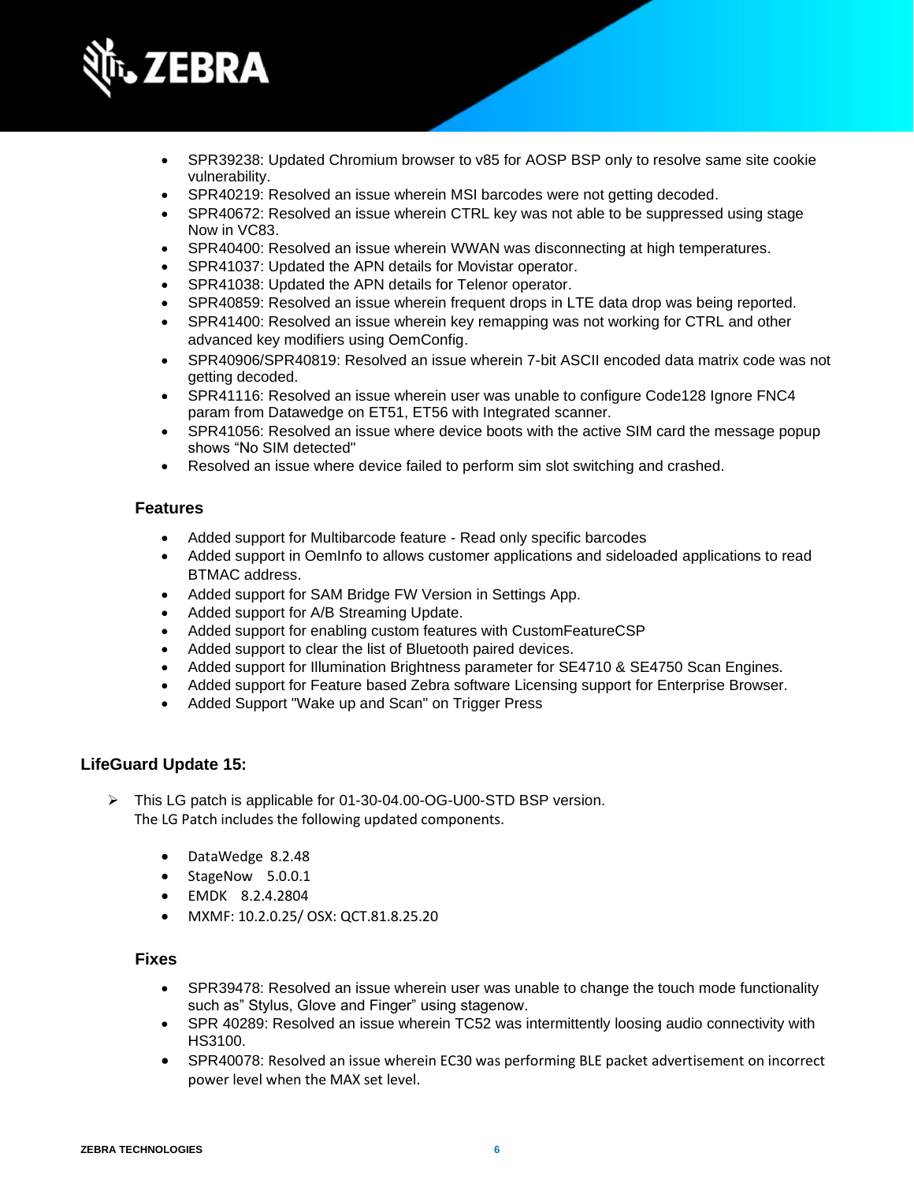- SPR39238: Updated Chromium browser to v85 for AOSP BSP only to resolve same site cookie vulnerability.
- SPR40219: Resolved an issue wherein MSI barcodes were not getting decoded.
- SPR40672: Resolved an issue wherein CTRL key was not able to be suppressed using stage Now in VC83.
- SPR40400: Resolved an issue wherein WWAN was disconnecting at high temperatures.
- SPR41037: Updated the APN details for Movistar operator.
- SPR41038: Updated the APN details for Telenor operator.
- SPR40859: Resolved an issue wherein frequent drops in LTE data drop was being reported.
- SPR41400: Resolved an issue wherein key remapping was not working for CTRL and other advanced key modifiers using OemConfig.
- SPR40906/SPR40819: Resolved an issue wherein 7-bit ASCII encoded data matrix code was not getting decoded.
- SPR41116: Resolved an issue wherein user was unable to configure Code128 Ignore FNC4 param from Datawedge on ET51, ET56 with Integrated scanner.
- SPR41056: Resolved an issue where device boots with the active SIM card the message popup shows "No SIM detected"
- Resolved an issue where device failed to perform sim slot switching and crashed.

### Features

- Added support for Multibarcode feature - Read only specific barcodes
- Added support in OemInfo to allows customer applications and sideloaded applications to read BTMAC address.
- Added support for SAM Bridge FW Version in Settings App.
- Added support for A/B Streaming Update.
- Added support for enabling custom features with CustomFeatureCSP
- Added support to clear the list of Bluetooth paired devices.
- Added support for Illumination Brightness parameter for SE4710 & SE4750 Scan Engines.
- Added support for Feature based Zebra software Licensing support for Enterprise Browser.
- Added Support "Wake up and Scan" on Trigger Press

## LifeGuard Update 15:

- This LG patch is applicable for 01-30-04.00-OG-U00-STD BSP version.
  The LG Patch includes the following updated components.

  - DataWedge 8.2.48
  - StageNow 5.0.0.1
  - EMDK 8.2.4.2804
  - MXMF: 10.2.0.25/ OSX: QCT.81.8.25.20

### Fixes

- SPR39478: Resolved an issue wherein user was unable to change the touch mode functionality such as" Stylus, Glove and Finger" using stagenow.
- SPR 40289: Resolved an issue wherein TC52 was intermittently loosing audio connectivity with HS3100.
- SPR40078: Resolved an issue wherein EC30 was performing BLE packet advertisement on incorrect power level when the MAX set level.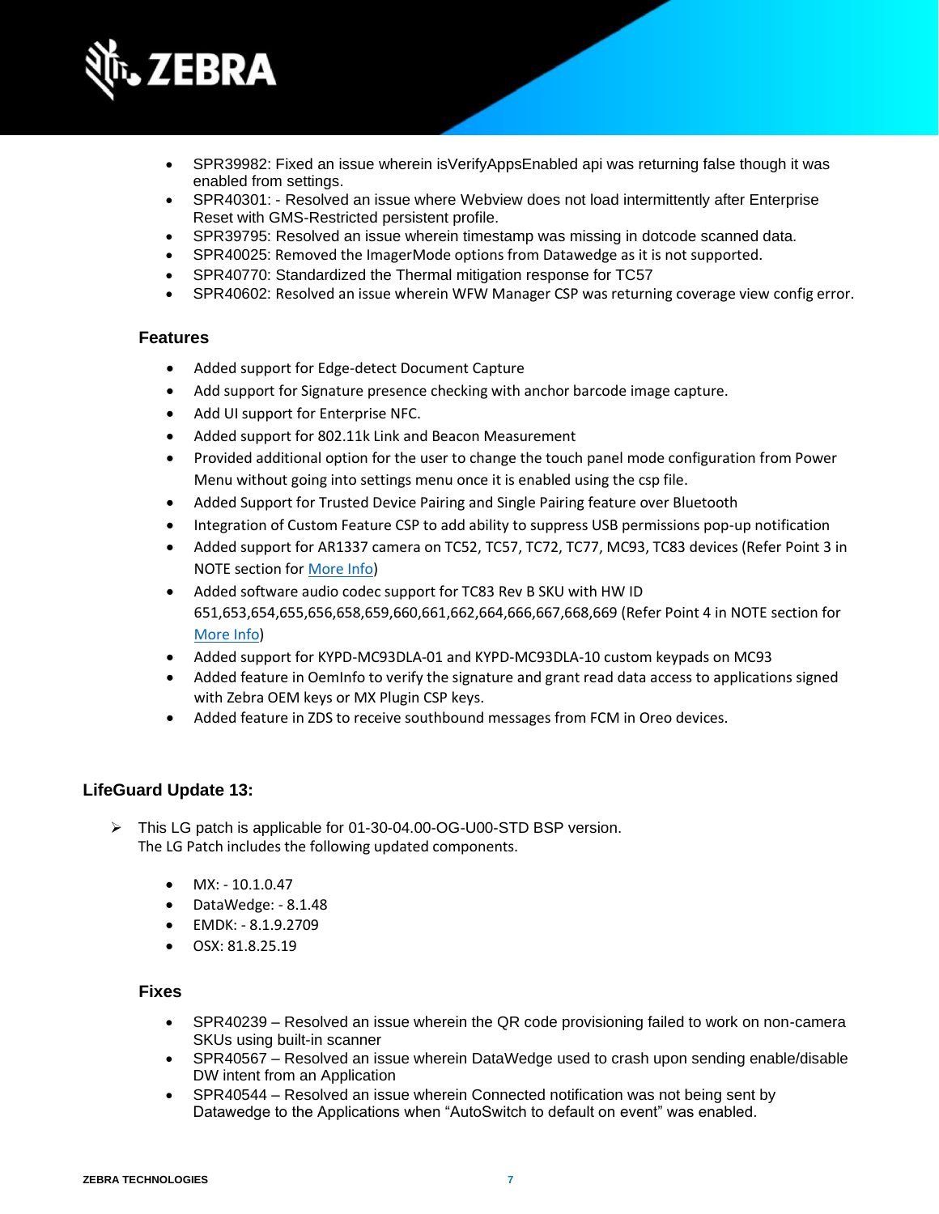- SPR39982: Fixed an issue wherein isVerifyAppsEnabled api was returning false though it was enabled from settings.
- SPR40301: - Resolved an issue where Webview does not load intermittently after Enterprise Reset with GMS-Restricted persistent profile.
- SPR39795: Resolved an issue wherein timestamp was missing in dotcode scanned data.
- SPR40025: Removed the ImagerMode options from Datawedge as it is not supported.
- SPR40770: Standardized the Thermal mitigation response for TC57
- SPR40602: Resolved an issue wherein WFW Manager CSP was returning coverage view config error.

### Features

- Added support for Edge-detect Document Capture
- Add support for Signature presence checking with anchor barcode image capture.
- Add UI support for Enterprise NFC.
- Added support for 802.11k Link and Beacon Measurement
- Provided additional option for the user to change the touch panel mode configuration from Power Menu without going into settings menu once it is enabled using the csp file.
- Added Support for Trusted Device Pairing and Single Pairing feature over Bluetooth
- Integration of Custom Feature CSP to add ability to suppress USB permissions pop-up notification
- Added support for AR1337 camera on TC52, TC57, TC72, TC77, MC93, TC83 devices (Refer Point 3 in NOTE section for More Info)
- Added software audio codec support for TC83 Rev B SKU with HW ID 651,653,654,655,656,658,659,660,661,662,664,666,667,668,669 (Refer Point 4 in NOTE section for More Info)
- Added support for KYPD-MC93DLA-01 and KYPD-MC93DLA-10 custom keypads on MC93
- Added feature in OemInfo to verify the signature and grant read data access to applications signed with Zebra OEM keys or MX Plugin CSP keys.
- Added feature in ZDS to receive southbound messages from FCM in Oreo devices.

## LifeGuard Update 13:

- This LG patch is applicable for 01-30-04.00-OG-U00-STD BSP version.
  The LG Patch includes the following updated components.

  - MX: - 10.1.0.47
  - DataWedge: - 8.1.48
  - EMDK: - 8.1.9.2709
  - OSX: 81.8.25.19

### Fixes

- SPR40239 – Resolved an issue wherein the QR code provisioning failed to work on non-camera SKUs using built-in scanner
- SPR40567 – Resolved an issue wherein DataWedge used to crash upon sending enable/disable DW intent from an Application
- SPR40544 – Resolved an issue wherein Connected notification was not being sent by Datawedge to the Applications when “AutoSwitch to default on event” was enabled.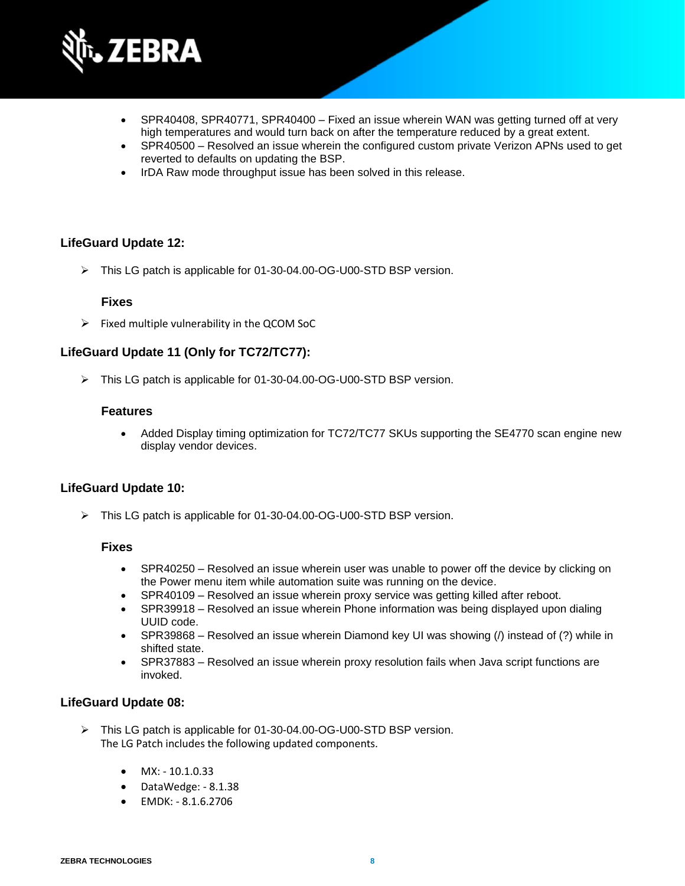- SPR40408, SPR40771, SPR40400 – Fixed an issue wherein WAN was getting turned off at very high temperatures and would turn back on after the temperature reduced by a great extent.
- SPR40500 – Resolved an issue wherein the configured custom private Verizon APNs used to get reverted to defaults on updating the BSP.
- IrDA Raw mode throughput issue has been solved in this release.

### LifeGuard Update 12:

- This LG patch is applicable for 01-30-04.00-OG-U00-STD BSP version.

#### Fixes

- Fixed multiple vulnerability in the QCOM SoC

### LifeGuard Update 11 (Only for TC72/TC77):

- This LG patch is applicable for 01-30-04.00-OG-U00-STD BSP version.

#### Features

- Added Display timing optimization for TC72/TC77 SKUs supporting the SE4770 scan engine new display vendor devices.

### LifeGuard Update 10:

- This LG patch is applicable for 01-30-04.00-OG-U00-STD BSP version.

#### Fixes

- SPR40250 – Resolved an issue wherein user was unable to power off the device by clicking on the Power menu item while automation suite was running on the device.
- SPR40109 – Resolved an issue wherein proxy service was getting killed after reboot.
- SPR39918 – Resolved an issue wherein Phone information was being displayed upon dialing UUID code.
- SPR39868 – Resolved an issue wherein Diamond key UI was showing (/) instead of (?) while in shifted state.
- SPR37883 – Resolved an issue wherein proxy resolution fails when Java script functions are invoked.

### LifeGuard Update 08:

- This LG patch is applicable for 01-30-04.00-OG-U00-STD BSP version.
  The LG Patch includes the following updated components.

  - MX: - 10.1.0.33
  - DataWedge: - 8.1.38
  - EMDK: - 8.1.6.2706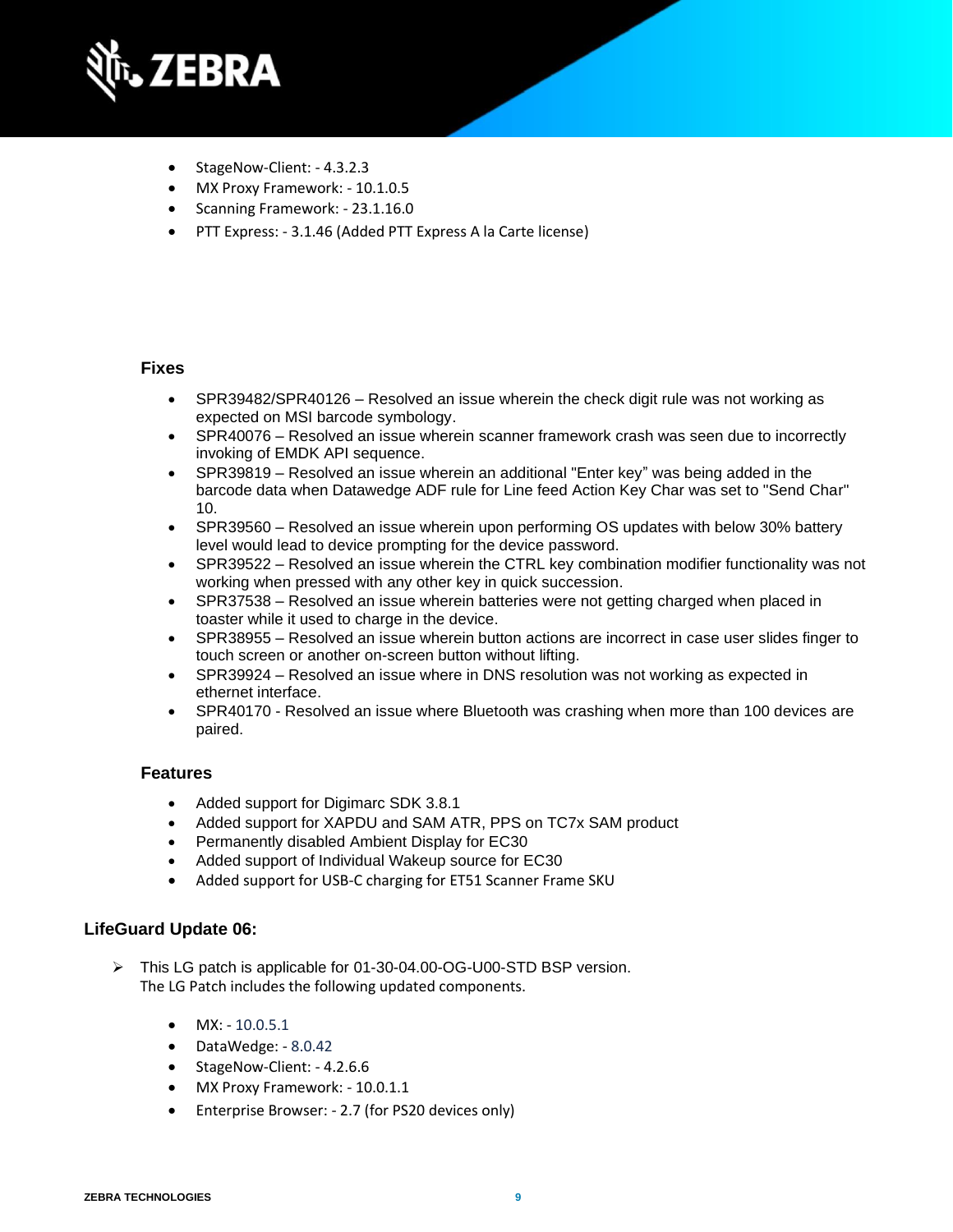- StageNow-Client: - 4.3.2.3
- MX Proxy Framework: - 10.1.0.5
- Scanning Framework: - 23.1.16.0
- PTT Express: - 3.1.46 (Added PTT Express A la Carte license)

### Fixes

- SPR39482/SPR40126 – Resolved an issue wherein the check digit rule was not working as expected on MSI barcode symbology.
- SPR40076 – Resolved an issue wherein scanner framework crash was seen due to incorrectly invoking of EMDK API sequence.
- SPR39819 – Resolved an issue wherein an additional "Enter key" was being added in the barcode data when Datawedge ADF rule for Line feed Action Key Char was set to "Send Char" 10.
- SPR39560 – Resolved an issue wherein upon performing OS updates with below 30% battery level would lead to device prompting for the device password.
- SPR39522 – Resolved an issue wherein the CTRL key combination modifier functionality was not working when pressed with any other key in quick succession.
- SPR37538 – Resolved an issue wherein batteries were not getting charged when placed in toaster while it used to charge in the device.
- SPR38955 – Resolved an issue wherein button actions are incorrect in case user slides finger to touch screen or another on-screen button without lifting.
- SPR39924 – Resolved an issue where in DNS resolution was not working as expected in ethernet interface.
- SPR40170 - Resolved an issue where Bluetooth was crashing when more than 100 devices are paired.

### Features

- Added support for Digimarc SDK 3.8.1
- Added support for XAPDU and SAM ATR, PPS on TC7x SAM product
- Permanently disabled Ambient Display for EC30
- Added support of Individual Wakeup source for EC30
- Added support for USB-C charging for ET51 Scanner Frame SKU

## LifeGuard Update 06:

- This LG patch is applicable for 01-30-04.00-OG-U00-STD BSP version.
  The LG Patch includes the following updated components.

  - MX: - 10.0.5.1
  - DataWedge: - 8.0.42
  - StageNow-Client: - 4.2.6.6
  - MX Proxy Framework: - 10.0.1.1
  - Enterprise Browser: - 2.7 (for PS20 devices only)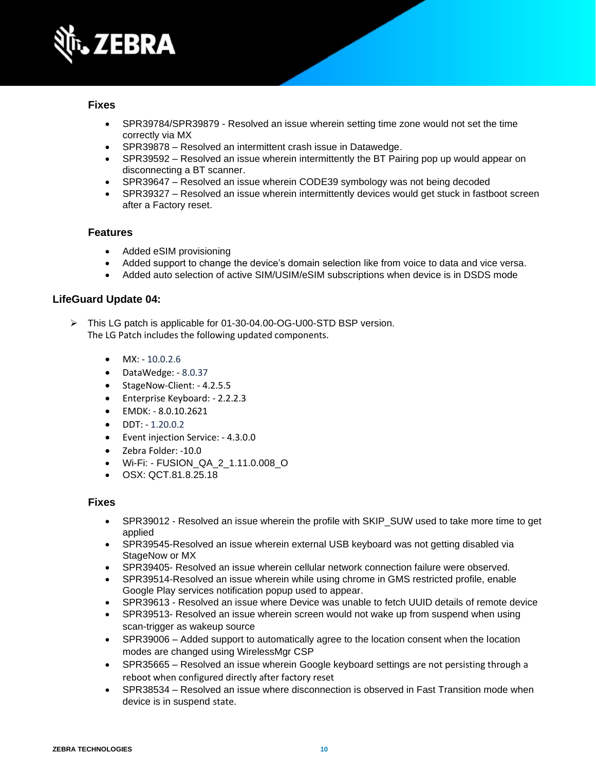### Fixes

- SPR39784/SPR39879 - Resolved an issue wherein setting time zone would not set the time correctly via MX
- SPR39878 – Resolved an intermittent crash issue in Datawedge.
- SPR39592 – Resolved an issue wherein intermittently the BT Pairing pop up would appear on disconnecting a BT scanner.
- SPR39647 – Resolved an issue wherein CODE39 symbology was not being decoded
- SPR39327 – Resolved an issue wherein intermittently devices would get stuck in fastboot screen after a Factory reset.

### Features

- Added eSIM provisioning
- Added support to change the device's domain selection like from voice to data and vice versa.
- Added auto selection of active SIM/USIM/eSIM subscriptions when device is in DSDS mode

## LifeGuard Update 04:

- This LG patch is applicable for 01-30-04.00-OG-U00-STD BSP version.
  The LG Patch includes the following updated components.

- MX: - 10.0.2.6
- DataWedge: - 8.0.37
- StageNow-Client: - 4.2.5.5
- Enterprise Keyboard: - 2.2.2.3
- EMDK: - 8.0.10.2621
- DDT: - 1.20.0.2
- Event injection Service: - 4.3.0.0
- Zebra Folder: -10.0
- Wi-Fi: - FUSION_QA_2_1.11.0.008_O
- OSX: QCT.81.8.25.18

### Fixes

- SPR39012 - Resolved an issue wherein the profile with SKIP_SUW used to take more time to get applied
- SPR39545-Resolved an issue wherein external USB keyboard was not getting disabled via StageNow or MX
- SPR39405- Resolved an issue wherein cellular network connection failure were observed.
- SPR39514-Resolved an issue wherein while using chrome in GMS restricted profile, enable Google Play services notification popup used to appear.
- SPR39613 - Resolved an issue where Device was unable to fetch UUID details of remote device
- SPR39513- Resolved an issue wherein screen would not wake up from suspend when using scan-trigger as wakeup source
- SPR39006 – Added support to automatically agree to the location consent when the location modes are changed using WirelessMgr CSP
- SPR35665 – Resolved an issue wherein Google keyboard settings are not persisting through a reboot when configured directly after factory reset
- SPR38534 – Resolved an issue where disconnection is observed in Fast Transition mode when device is in suspend state.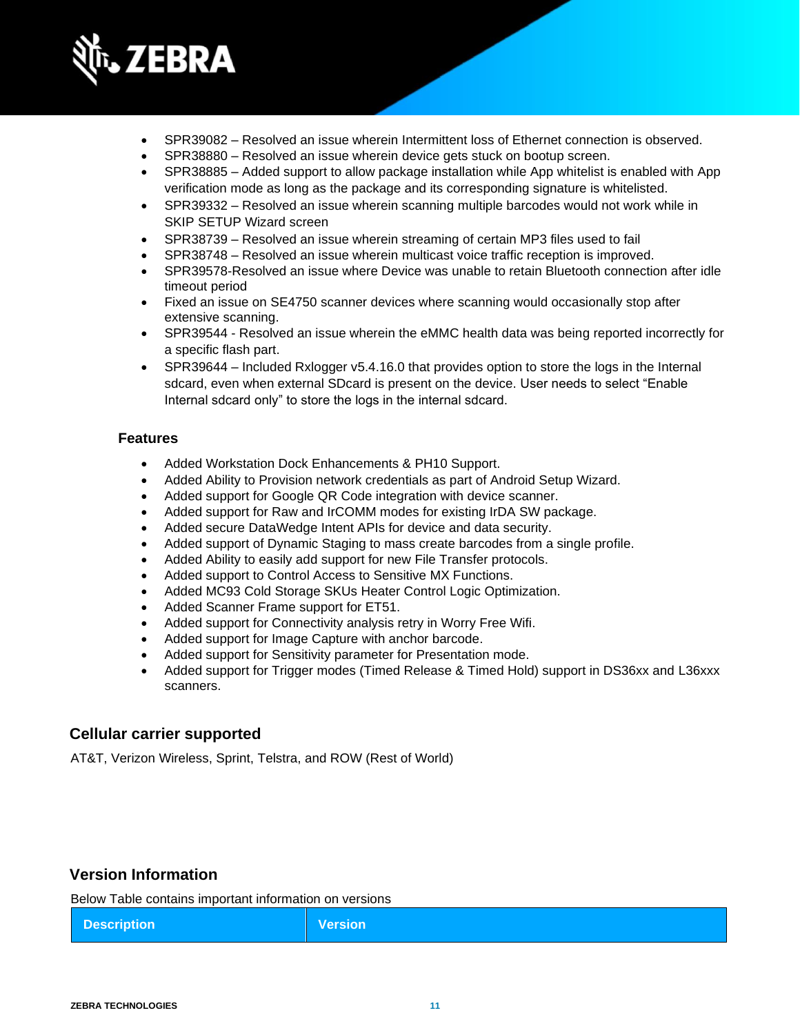- SPR39082 – Resolved an issue wherein Intermittent loss of Ethernet connection is observed.
- SPR38880 – Resolved an issue wherein device gets stuck on bootup screen.
- SPR38885 – Added support to allow package installation while App whitelist is enabled with App verification mode as long as the package and its corresponding signature is whitelisted.
- SPR39332 – Resolved an issue wherein scanning multiple barcodes would not work while in SKIP SETUP Wizard screen
- SPR38739 – Resolved an issue wherein streaming of certain MP3 files used to fail
- SPR38748 – Resolved an issue wherein multicast voice traffic reception is improved.
- SPR39578-Resolved an issue where Device was unable to retain Bluetooth connection after idle timeout period
- Fixed an issue on SE4750 scanner devices where scanning would occasionally stop after extensive scanning.
- SPR39544 - Resolved an issue wherein the eMMC health data was being reported incorrectly for a specific flash part.
- SPR39644 – Included Rxlogger v5.4.16.0 that provides option to store the logs in the Internal sdcard, even when external SDcard is present on the device. User needs to select "Enable Internal sdcard only" to store the logs in the internal sdcard.

### Features

- Added Workstation Dock Enhancements & PH10 Support.
- Added Ability to Provision network credentials as part of Android Setup Wizard.
- Added support for Google QR Code integration with device scanner.
- Added support for Raw and IrCOMM modes for existing IrDA SW package.
- Added secure DataWedge Intent APIs for device and data security.
- Added support of Dynamic Staging to mass create barcodes from a single profile.
- Added Ability to easily add support for new File Transfer protocols.
- Added support to Control Access to Sensitive MX Functions.
- Added MC93 Cold Storage SKUs Heater Control Logic Optimization.
- Added Scanner Frame support for ET51.
- Added support for Connectivity analysis retry in Worry Free Wifi.
- Added support for Image Capture with anchor barcode.
- Added support for Sensitivity parameter for Presentation mode.
- Added support for Trigger modes (Timed Release & Timed Hold) support in DS36xx and L36xxx scanners.

## Cellular carrier supported

AT&T, Verizon Wireless, Sprint, Telstra, and ROW (Rest of World)

## Version Information

Below Table contains important information on versions

| Description | Version |
|---|---|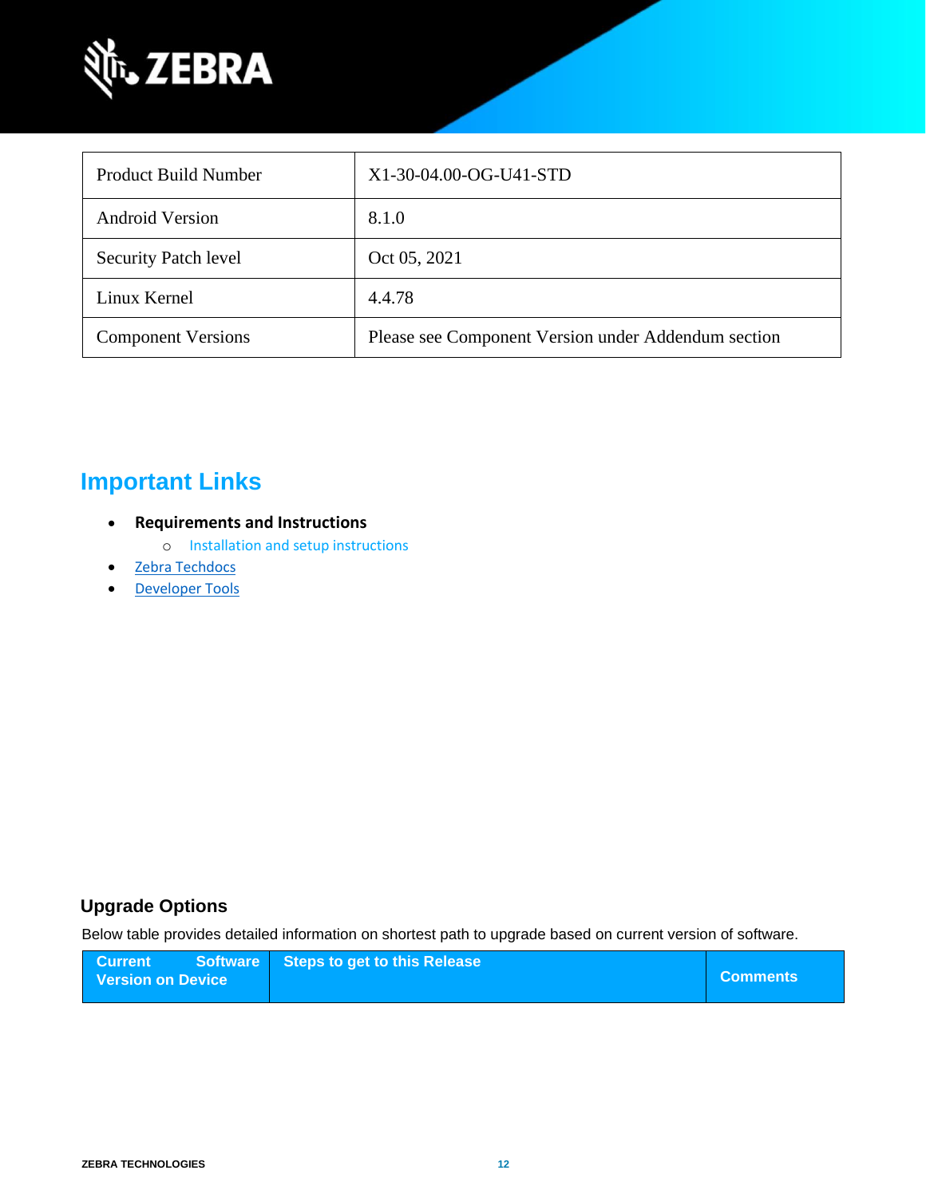| Product Build Number | X1-30-04.00-OG-U41-STD |
|---|---|
| Android Version | 8.1.0 |
| Security Patch level | Oct 05, 2021 |
| Linux Kernel | 4.4.78 |
| Component Versions | Please see Component Version under Addendum section |

## Important Links

- **Requirements and Instructions**
  - Installation and setup instructions
- Zebra Techdocs
- Developer Tools

### Upgrade Options

Below table provides detailed information on shortest path to upgrade based on current version of software.

| Current Software Version on Device | Steps to get to this Release | Comments |
|---|---|---|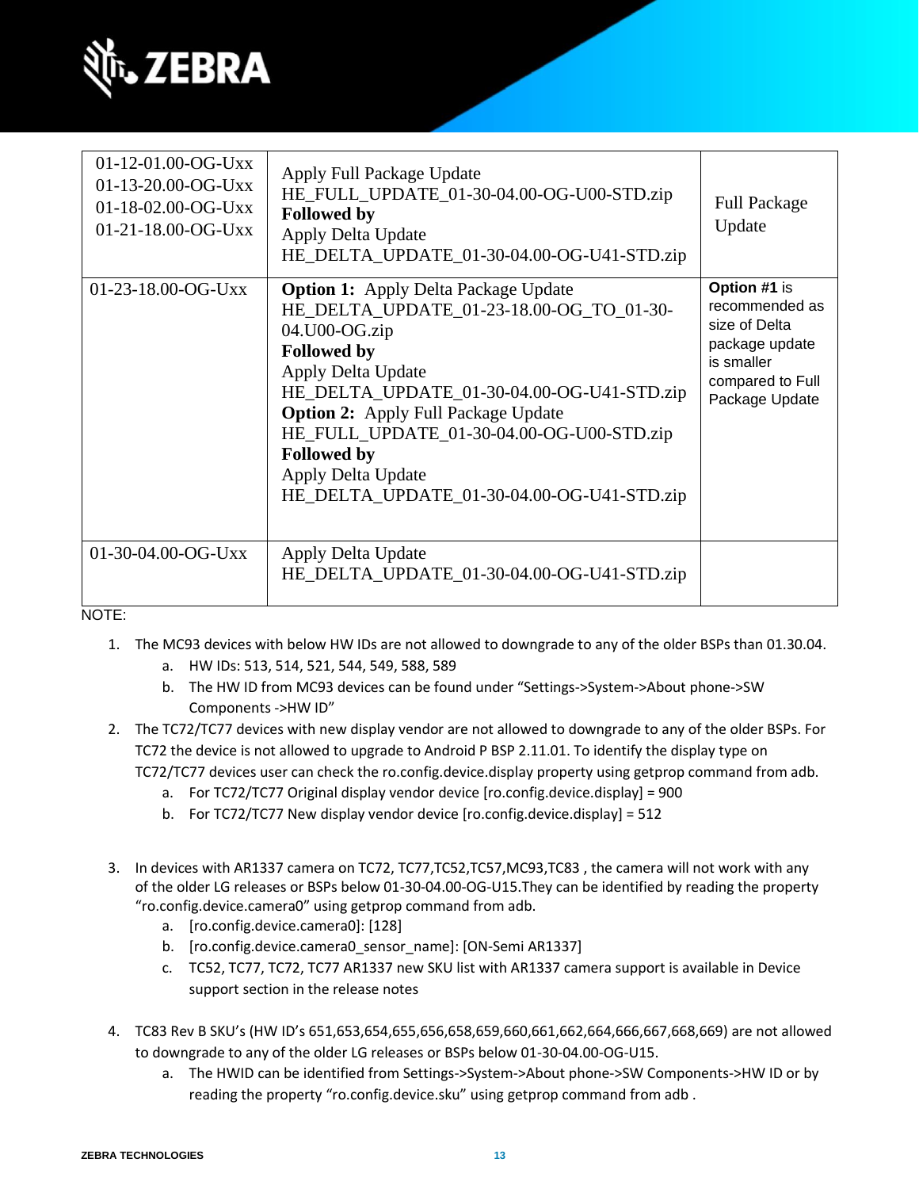| | | |
|---|---|---|
| 01-12-01.00-OG-Uxx<br>01-13-20.00-OG-Uxx<br>01-18-02.00-OG-Uxx<br>01-21-18.00-OG-Uxx | Apply Full Package Update<br>HE_FULL_UPDATE_01-30-04.00-OG-U00-STD.zip<br>**Followed by**<br>Apply Delta Update<br>HE_DELTA_UPDATE_01-30-04.00-OG-U41-STD.zip | Full Package Update |
| 01-23-18.00-OG-Uxx | **Option 1:** Apply Delta Package Update<br>HE_DELTA_UPDATE_01-23-18.00-OG_TO_01-30-04.U00-OG.zip<br>**Followed by**<br>Apply Delta Update<br>HE_DELTA_UPDATE_01-30-04.00-OG-U41-STD.zip<br>**Option 2:** Apply Full Package Update<br>HE_FULL_UPDATE_01-30-04.00-OG-U00-STD.zip<br>**Followed by**<br>Apply Delta Update<br>HE_DELTA_UPDATE_01-30-04.00-OG-U41-STD.zip | **Option #1** is recommended as size of Delta package update is smaller compared to Full Package Update |
| 01-30-04.00-OG-Uxx | Apply Delta Update<br>HE_DELTA_UPDATE_01-30-04.00-OG-U41-STD.zip | |

NOTE:

1. The MC93 devices with below HW IDs are not allowed to downgrade to any of the older BSPs than 01.30.04.
   a. HW IDs: 513, 514, 521, 544, 549, 588, 589
   b. The HW ID from MC93 devices can be found under “Settings->System->About phone->SW Components ->HW ID”
2. The TC72/TC77 devices with new display vendor are not allowed to downgrade to any of the older BSPs. For TC72 the device is not allowed to upgrade to Android P BSP 2.11.01. To identify the display type on TC72/TC77 devices user can check the ro.config.device.display property using getprop command from adb.
   a. For TC72/TC77 Original display vendor device [ro.config.device.display] = 900
   b. For TC72/TC77 New display vendor device [ro.config.device.display] = 512
3. In devices with AR1337 camera on TC72, TC77,TC52,TC57,MC93,TC83 , the camera will not work with any of the older LG releases or BSPs below 01-30-04.00-OG-U15.They can be identified by reading the property “ro.config.device.camera0” using getprop command from adb.
   a. [ro.config.device.camera0]: [128]
   b. [ro.config.device.camera0_sensor_name]: [ON-Semi AR1337]
   c. TC52, TC77, TC72, TC77 AR1337 new SKU list with AR1337 camera support is available in Device support section in the release notes
4. TC83 Rev B SKU’s (HW ID’s 651,653,654,655,656,658,659,660,661,662,664,666,667,668,669) are not allowed to downgrade to any of the older LG releases or BSPs below 01-30-04.00-OG-U15.
   a. The HWID can be identified from Settings->System->About phone->SW Components->HW ID or by reading the property “ro.config.device.sku” using getprop command from adb .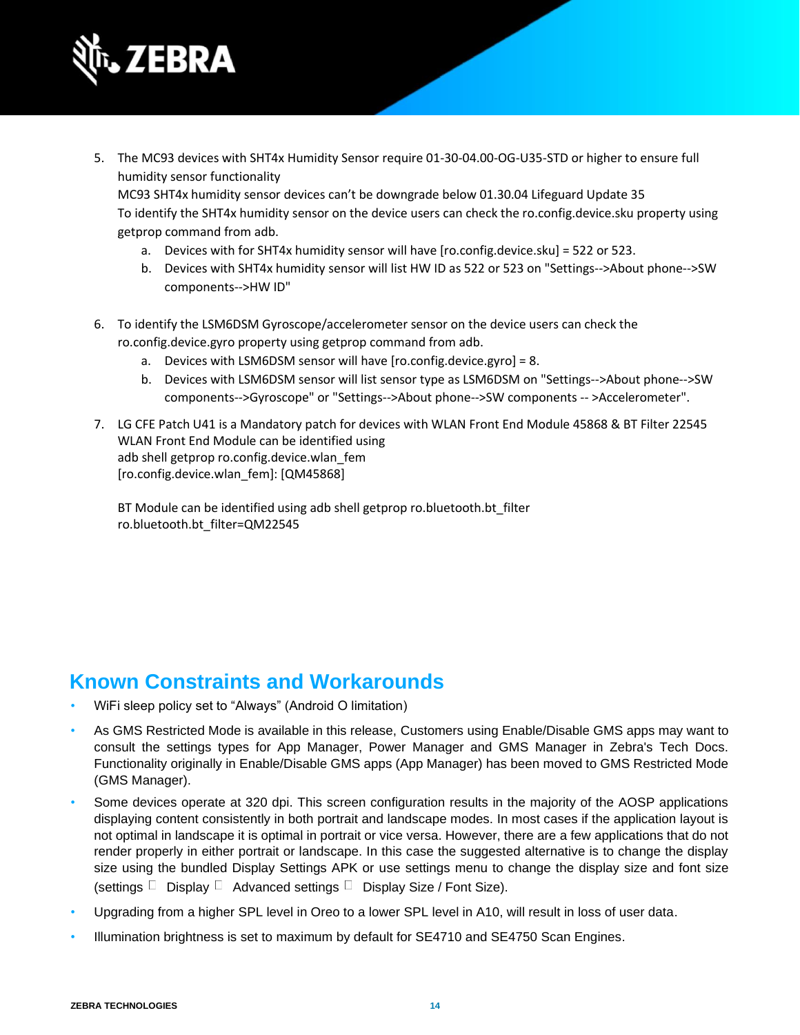5. The MC93 devices with SHT4x Humidity Sensor require 01-30-04.00-OG-U35-STD or higher to ensure full humidity sensor functionality
   MC93 SHT4x humidity sensor devices can't be downgrade below 01.30.04 Lifeguard Update 35
   To identify the SHT4x humidity sensor on the device users can check the ro.config.device.sku property using getprop command from adb.
   a. Devices with for SHT4x humidity sensor will have [ro.config.device.sku] = 522 or 523.
   b. Devices with SHT4x humidity sensor will list HW ID as 522 or 523 on "Settings-->About phone-->SW components-->HW ID"

6. To identify the LSM6DSM Gyroscope/accelerometer sensor on the device users can check the ro.config.device.gyro property using getprop command from adb.
   a. Devices with LSM6DSM sensor will have [ro.config.device.gyro] = 8.
   b. Devices with LSM6DSM sensor will list sensor type as LSM6DSM on "Settings-->About phone-->SW components-->Gyroscope" or "Settings-->About phone-->SW components -- >Accelerometer".

7. LG CFE Patch U41 is a Mandatory patch for devices with WLAN Front End Module 45868 & BT Filter 22545
   WLAN Front End Module can be identified using
   adb shell getprop ro.config.device.wlan_fem
   [ro.config.device.wlan_fem]: [QM45868]

   BT Module can be identified using adb shell getprop ro.bluetooth.bt_filter
   ro.bluetooth.bt_filter=QM22545

## Known Constraints and Workarounds

- WiFi sleep policy set to "Always" (Android O limitation)
- As GMS Restricted Mode is available in this release, Customers using Enable/Disable GMS apps may want to consult the settings types for App Manager, Power Manager and GMS Manager in Zebra's Tech Docs. Functionality originally in Enable/Disable GMS apps (App Manager) has been moved to GMS Restricted Mode (GMS Manager).
- Some devices operate at 320 dpi. This screen configuration results in the majority of the AOSP applications displaying content consistently in both portrait and landscape modes. In most cases if the application layout is not optimal in landscape it is optimal in portrait or vice versa. However, there are a few applications that do not render properly in either portrait or landscape. In this case the suggested alternative is to change the display size using the bundled Display Settings APK or use settings menu to change the display size and font size (settings  Display  Advanced settings  Display Size / Font Size).
- Upgrading from a higher SPL level in Oreo to a lower SPL level in A10, will result in loss of user data.
- Illumination brightness is set to maximum by default for SE4710 and SE4750 Scan Engines.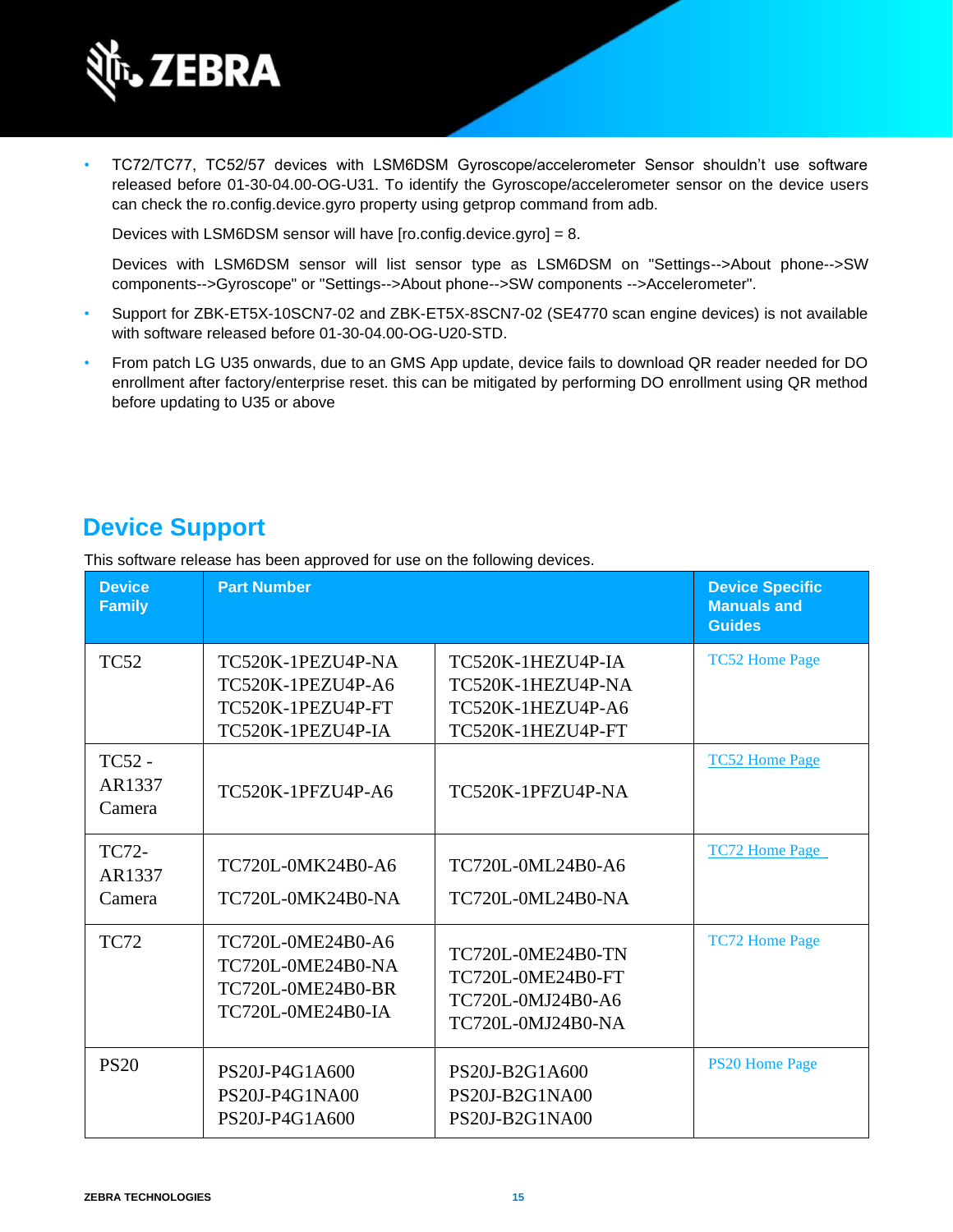- TC72/TC77, TC52/57 devices with LSM6DSM Gyroscope/accelerometer Sensor shouldn't use software released before 01-30-04.00-OG-U31. To identify the Gyroscope/accelerometer sensor on the device users can check the ro.config.device.gyro property using getprop command from adb.

  Devices with LSM6DSM sensor will have [ro.config.device.gyro] = 8.

  Devices with LSM6DSM sensor will list sensor type as LSM6DSM on "Settings-->About phone-->SW components-->Gyroscope" or "Settings-->About phone-->SW components -->Accelerometer".

- Support for ZBK-ET5X-10SCN7-02 and ZBK-ET5X-8SCN7-02 (SE4770 scan engine devices) is not available with software released before 01-30-04.00-OG-U20-STD.
- From patch LG U35 onwards, due to an GMS App update, device fails to download QR reader needed for DO enrollment after factory/enterprise reset. this can be mitigated by performing DO enrollment using QR method before updating to U35 or above

## Device Support

This software release has been approved for use on the following devices.

| Device Family | Part Number | | Device Specific Manuals and Guides |
|---|---|---|---|
| TC52 | TC520K-1PEZU4P-NA<br>TC520K-1PEZU4P-A6<br>TC520K-1PEZU4P-FT<br>TC520K-1PEZU4P-IA | TC520K-1HEZU4P-IA<br>TC520K-1HEZU4P-NA<br>TC520K-1HEZU4P-A6<br>TC520K-1HEZU4P-FT | TC52 Home Page |
| TC52 - AR1337 Camera | TC520K-1PFZU4P-A6 | TC520K-1PFZU4P-NA | TC52 Home Page |
| TC72-AR1337 Camera | TC720L-0MK24B0-A6<br>TC720L-0MK24B0-NA | TC720L-0ML24B0-A6<br>TC720L-0ML24B0-NA | TC72 Home Page |
| TC72 | TC720L-0ME24B0-A6<br>TC720L-0ME24B0-NA<br>TC720L-0ME24B0-BR<br>TC720L-0ME24B0-IA | TC720L-0ME24B0-TN<br>TC720L-0ME24B0-FT<br>TC720L-0MJ24B0-A6<br>TC720L-0MJ24B0-NA | TC72 Home Page |
| PS20 | PS20J-P4G1A600<br>PS20J-P4G1NA00<br>PS20J-P4G1A600 | PS20J-B2G1A600<br>PS20J-B2G1NA00<br>PS20J-B2G1NA00 | PS20 Home Page |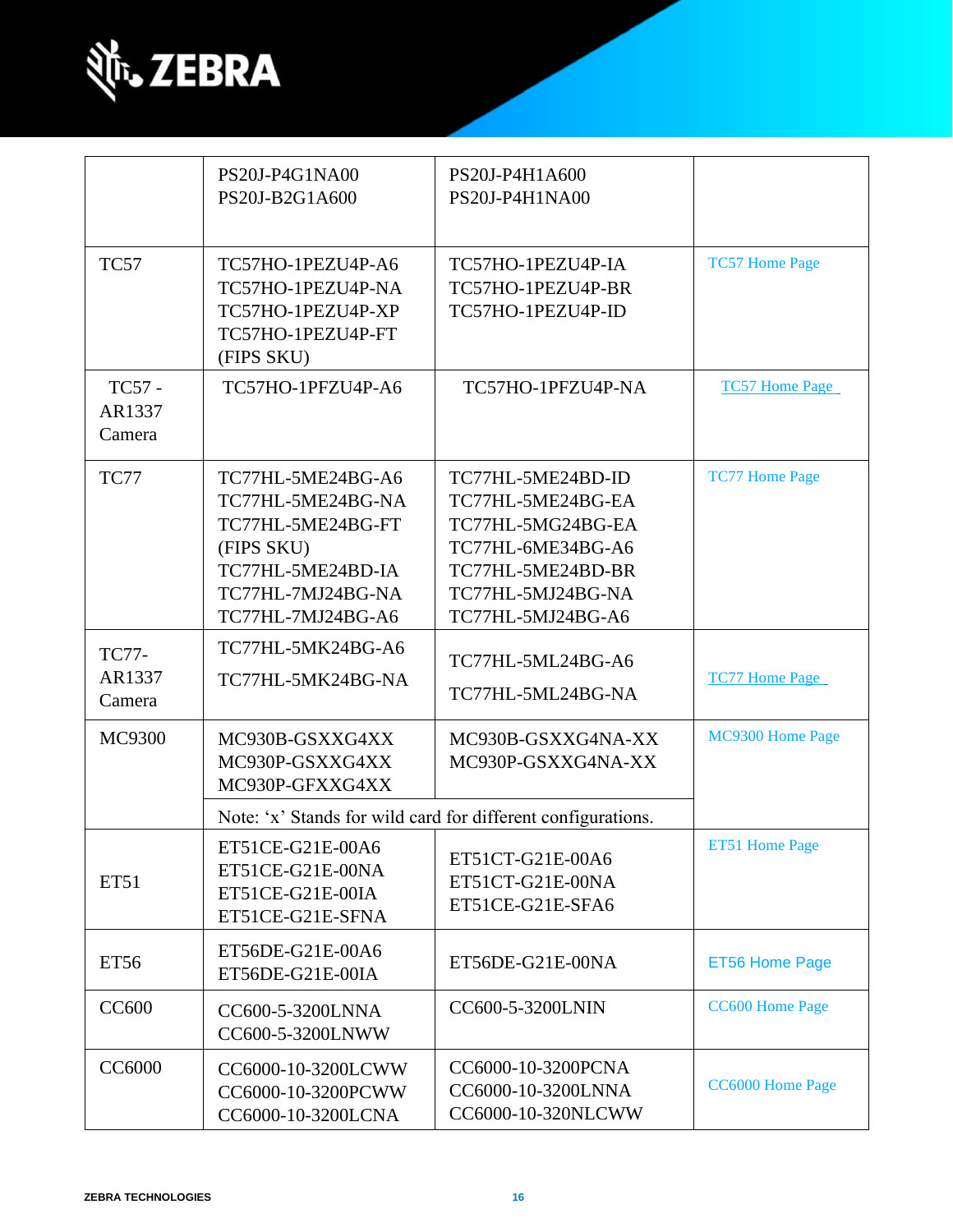|  |  |  |  |
|---|---|---|---|
|  | PS20J-P4G1NA00<br>PS20J-B2G1A600 | PS20J-P4H1A600<br>PS20J-P4H1NA00 |  |
| TC57 | TC57HO-1PEZU4P-A6<br>TC57HO-1PEZU4P-NA<br>TC57HO-1PEZU4P-XP<br>TC57HO-1PEZU4P-FT (FIPS SKU) | TC57HO-1PEZU4P-IA<br>TC57HO-1PEZU4P-BR<br>TC57HO-1PEZU4P-ID | TC57 Home Page |
| TC57 - AR1337 Camera | TC57HO-1PFZU4P-A6 | TC57HO-1PFZU4P-NA | TC57 Home Page |
| TC77 | TC77HL-5ME24BG-A6<br>TC77HL-5ME24BG-NA<br>TC77HL-5ME24BG-FT (FIPS SKU)<br>TC77HL-5ME24BD-IA<br>TC77HL-7MJ24BG-NA<br>TC77HL-7MJ24BG-A6 | TC77HL-5ME24BD-ID<br>TC77HL-5ME24BG-EA<br>TC77HL-5MG24BG-EA<br>TC77HL-6ME34BG-A6<br>TC77HL-5ME24BD-BR<br>TC77HL-5MJ24BG-NA<br>TC77HL-5MJ24BG-A6 | TC77 Home Page |
| TC77-AR1337 Camera | TC77HL-5MK24BG-A6<br>TC77HL-5MK24BG-NA | TC77HL-5ML24BG-A6<br>TC77HL-5ML24BG-NA | TC77 Home Page |
| MC9300 | MC930B-GSXXG4XX<br>MC930P-GSXXG4XX<br>MC930P-GFXXG4XX | MC930B-GSXXG4NA-XX<br>MC930P-GSXXG4NA-XX | MC9300 Home Page |
|  | Note: 'x' Stands for wild card for different configurations. |  |  |
| ET51 | ET51CE-G21E-00A6<br>ET51CE-G21E-00NA<br>ET51CE-G21E-00IA<br>ET51CE-G21E-SFNA | ET51CT-G21E-00A6<br>ET51CT-G21E-00NA<br>ET51CE-G21E-SFA6 | ET51 Home Page |
| ET56 | ET56DE-G21E-00A6<br>ET56DE-G21E-00IA | ET56DE-G21E-00NA | ET56 Home Page |
| CC600 | CC600-5-3200LNNA<br>CC600-5-3200LNWW | CC600-5-3200LNIN | CC600 Home Page |
| CC6000 | CC6000-10-3200LCWW<br>CC6000-10-3200PCWW<br>CC6000-10-3200LCNA | CC6000-10-3200PCNA<br>CC6000-10-3200LNNA<br>CC6000-10-320NLCWW | CC6000 Home Page |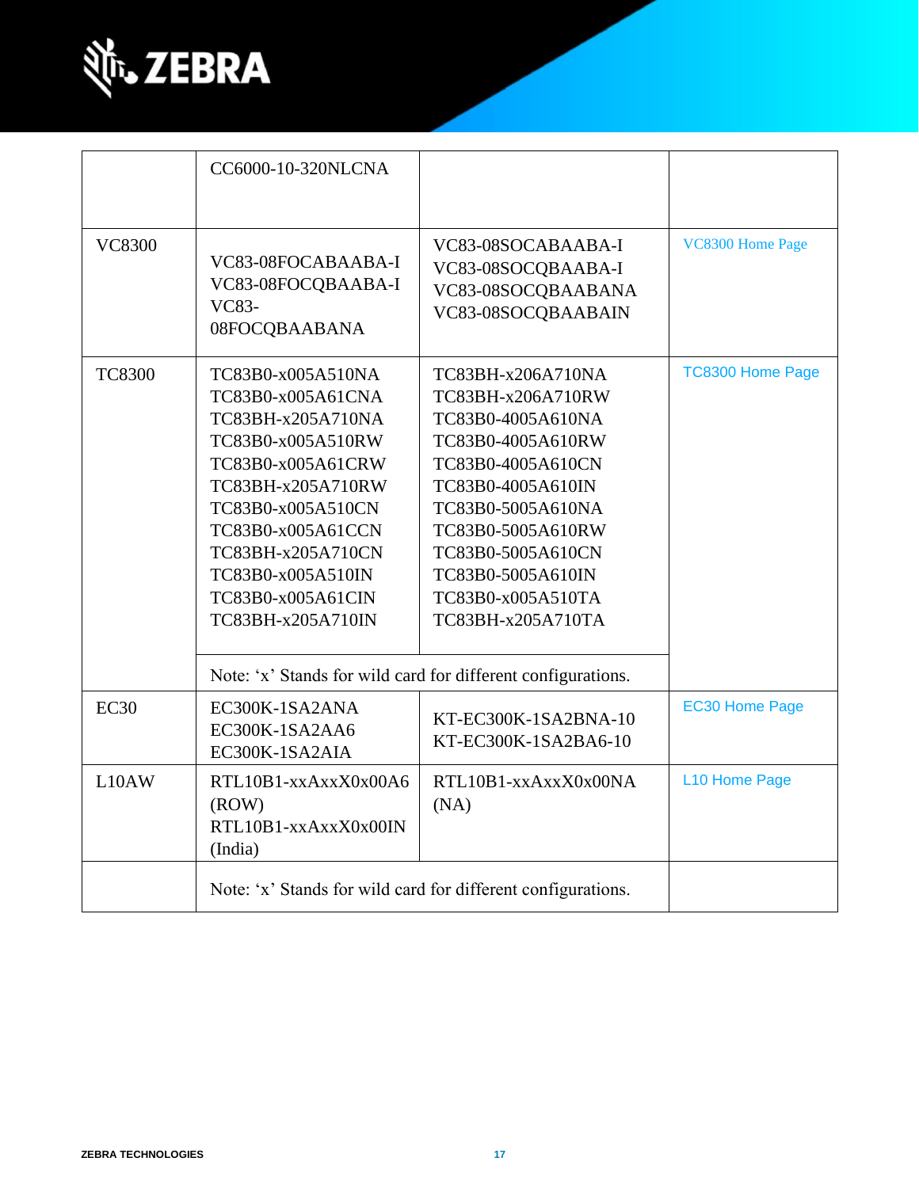| | | | |
|---|---|---|---|
| | CC6000-10-320NLCNA | | |
| VC8300 | VC83-08FOCABAABA-I<br>VC83-08FOCQBAABA-I<br>VC83-08FOCQBAABANA | VC83-08SOCABAABA-I<br>VC83-08SOCQBAABA-I<br>VC83-08SOCQBAABANA<br>VC83-08SOCQBAABAIN | VC8300 Home Page |
| TC8300 | TC83B0-x005A510NA<br>TC83B0-x005A61CNA<br>TC83BH-x205A710NA<br>TC83B0-x005A510RW<br>TC83B0-x005A61CRW<br>TC83BH-x205A710RW<br>TC83B0-x005A510CN<br>TC83B0-x005A61CCN<br>TC83BH-x205A710CN<br>TC83B0-x005A510IN<br>TC83B0-x005A61CIN<br>TC83BH-x205A710IN | TC83BH-x206A710NA<br>TC83BH-x206A710RW<br>TC83B0-4005A610NA<br>TC83B0-4005A610RW<br>TC83B0-4005A610CN<br>TC83B0-4005A610IN<br>TC83B0-5005A610NA<br>TC83B0-5005A610RW<br>TC83B0-5005A610CN<br>TC83B0-5005A610IN<br>TC83B0-x005A510TA<br>TC83BH-x205A710TA | TC8300 Home Page |
| | Note: 'x' Stands for wild card for different configurations. | | |
| EC30 | EC300K-1SA2ANA<br>EC300K-1SA2AA6<br>EC300K-1SA2AIA | KT-EC300K-1SA2BNA-10<br>KT-EC300K-1SA2BA6-10 | EC30 Home Page |
| L10AW | RTL10B1-xxAxxX0x00A6 (ROW)<br>RTL10B1-xxAxxX0x00IN (India) | RTL10B1-xxAxxX0x00NA (NA) | L10 Home Page |
| | Note: 'x' Stands for wild card for different configurations. | | |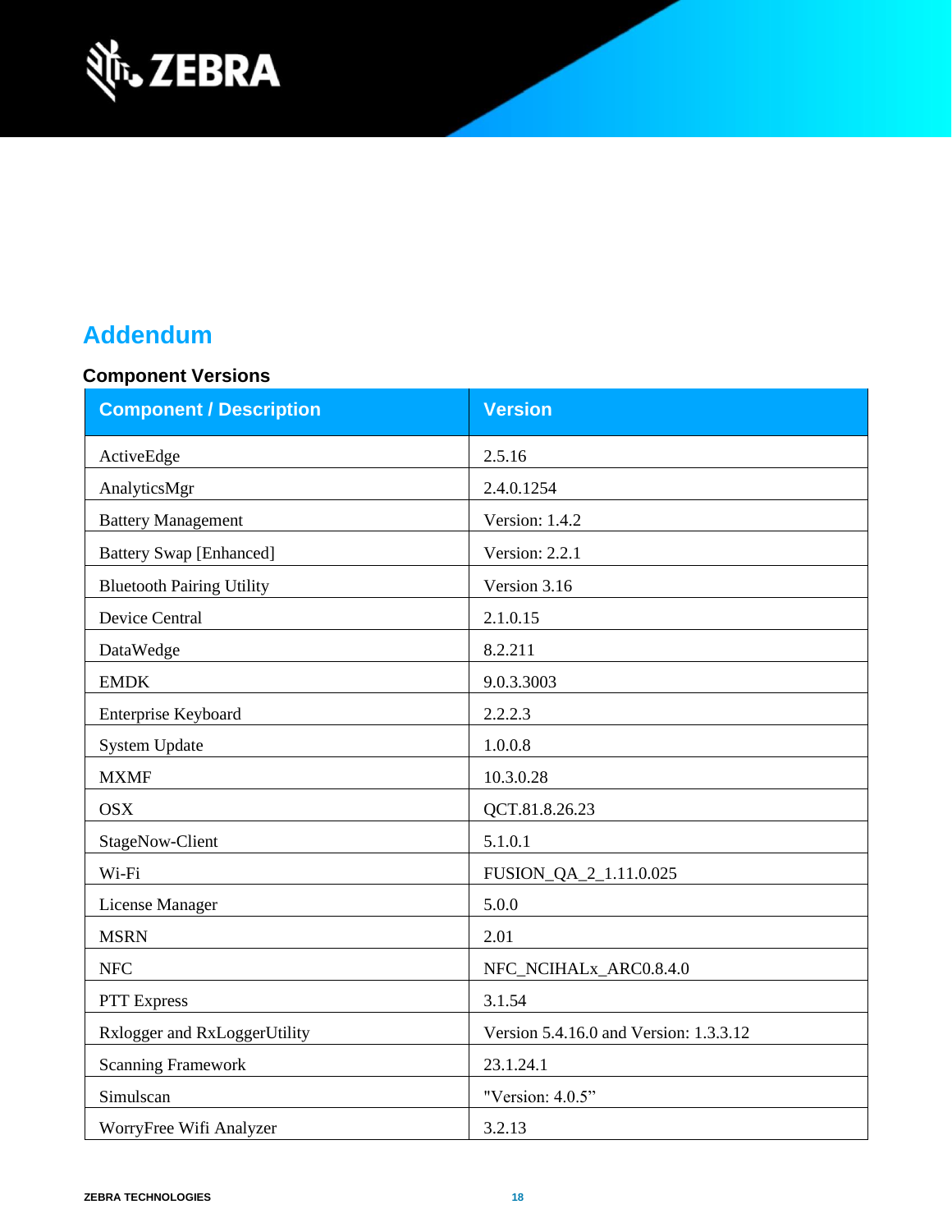# Addendum

### Component Versions

| Component / Description | Version |
|---|---|
| ActiveEdge | 2.5.16 |
| AnalyticsMgr | 2.4.0.1254 |
| Battery Management | Version: 1.4.2 |
| Battery Swap [Enhanced] | Version: 2.2.1 |
| Bluetooth Pairing Utility | Version 3.16 |
| Device Central | 2.1.0.15 |
| DataWedge | 8.2.211 |
| EMDK | 9.0.3.3003 |
| Enterprise Keyboard | 2.2.2.3 |
| System Update | 1.0.0.8 |
| MXMF | 10.3.0.28 |
| OSX | QCT.81.8.26.23 |
| StageNow-Client | 5.1.0.1 |
| Wi-Fi | FUSION_QA_2_1.11.0.025 |
| License Manager | 5.0.0 |
| MSRN | 2.01 |
| NFC | NFC_NCIHALx_ARC0.8.4.0 |
| PTT Express | 3.1.54 |
| Rxlogger and RxLoggerUtility | Version 5.4.16.0 and Version: 1.3.3.12 |
| Scanning Framework | 23.1.24.1 |
| Simulscan | "Version: 4.0.5” |
| WorryFree Wifi Analyzer | 3.2.13 |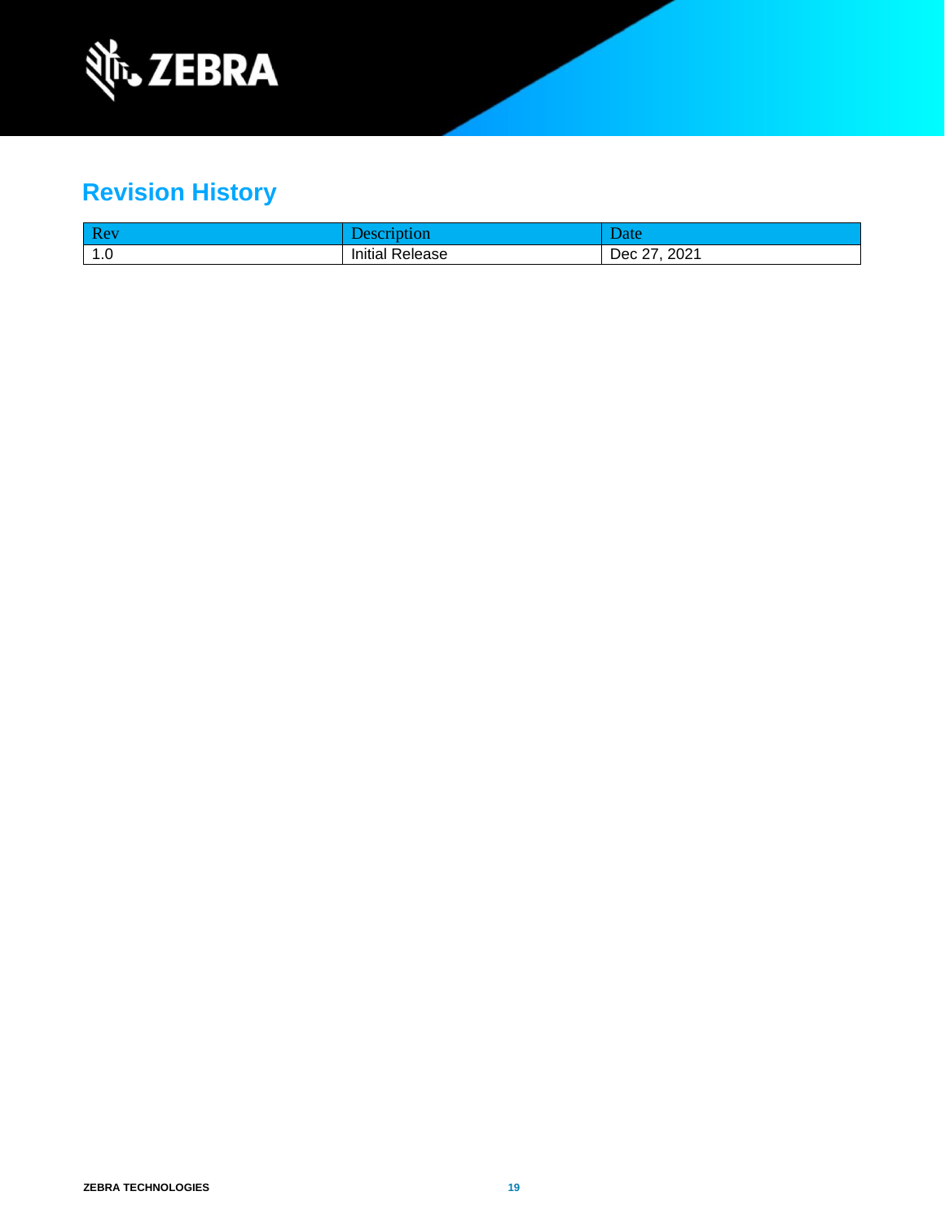## Revision History

| Rev | Description | Date |
|---|---|---|
| 1.0 | Initial Release | Dec 27, 2021 |